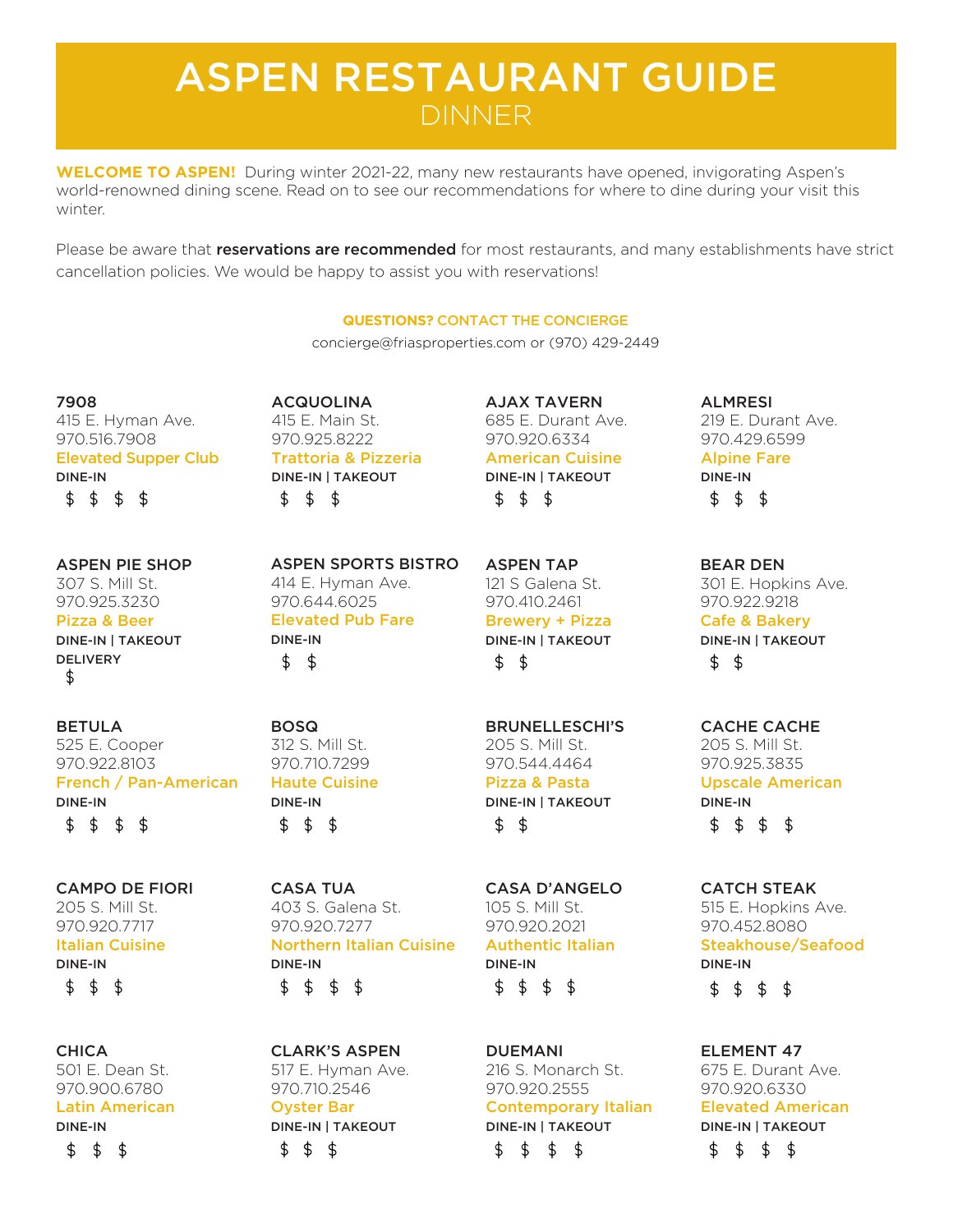# ASPEN RESTAURANT GUIDE

## DINNER

**WELCOME TO ASPEN!** During winter 2021-22, many new restaurants have opened, invigorating Aspen's world-renowned dining scene. Read on to see our recommendations for where to dine during your visit this winter.

Please be aware that **reservations are recommended** for most restaurants, and many establishments have strict cancellation policies. We would be happy to assist you with reservations!

**QUESTIONS? CONTACT THE CONCIERGE**

concierge@friasproperties.com or (970) 429-2449

**7908**
415 E. Hyman Ave.
970.516.7908
Elevated Supper Club
DINE-IN
$ $ $ $

**ACQUOLINA**
415 E. Main St.
970.925.8222
Trattoria & Pizzeria
DINE-IN | TAKEOUT
$ $ $

**AJAX TAVERN**
685 E. Durant Ave.
970.920.6334
American Cuisine
DINE-IN | TAKEOUT
$ $ $

**ALMRESI**
219 E. Durant Ave.
970.429.6599
Alpine Fare
DINE-IN
$ $ $

**ASPEN PIE SHOP**
307 S. Mill St.
970.925.3230
Pizza & Beer
DINE-IN | TAKEOUT
DELIVERY
$

**ASPEN SPORTS BISTRO**
414 E. Hyman Ave.
970.644.6025
Elevated Pub Fare
DINE-IN
$ $

**ASPEN TAP**
121 S Galena St.
970.410.2461
Brewery + Pizza
DINE-IN | TAKEOUT
$ $

**BEAR DEN**
301 E. Hopkins Ave.
970.922.9218
Cafe & Bakery
DINE-IN | TAKEOUT
$ $

**BETULA**
525 E. Cooper
970.922.8103
French / Pan-American
DINE-IN
$ $ $ $

**BOSQ**
312 S. Mill St.
970.710.7299
Haute Cuisine
DINE-IN
$ $ $

**BRUNELLESCHI'S**
205 S. Mill St.
970.544.4464
Pizza & Pasta
DINE-IN | TAKEOUT
$ $

**CACHE CACHE**
205 S. Mill St.
970.925.3835
Upscale American
DINE-IN
$ $ $ $

**CAMPO DE FIORI**
205 S. Mill St.
970.920.7717
Italian Cuisine
DINE-IN
$ $ $

**CASA TUA**
403 S. Galena St.
970.920.7277
Northern Italian Cuisine
DINE-IN
$ $ $ $

**CASA D'ANGELO**
105 S. Mill St.
970.920.2021
Authentic Italian
DINE-IN
$ $ $ $

**CATCH STEAK**
515 E. Hopkins Ave.
970.452.8080
Steakhouse/Seafood
DINE-IN
$ $ $ $

**CHICA**
501 E. Dean St.
970.900.6780
Latin American
DINE-IN
$ $ $

**CLARK'S ASPEN**
517 E. Hyman Ave.
970.710.2546
Oyster Bar
DINE-IN | TAKEOUT
$ $ $

**DUEMANI**
216 S. Monarch St.
970.920.2555
Contemporary Italian
DINE-IN | TAKEOUT
$ $ $ $

**ELEMENT 47**
675 E. Durant Ave.
970.920.6330
Elevated American
DINE-IN | TAKEOUT
$ $ $ $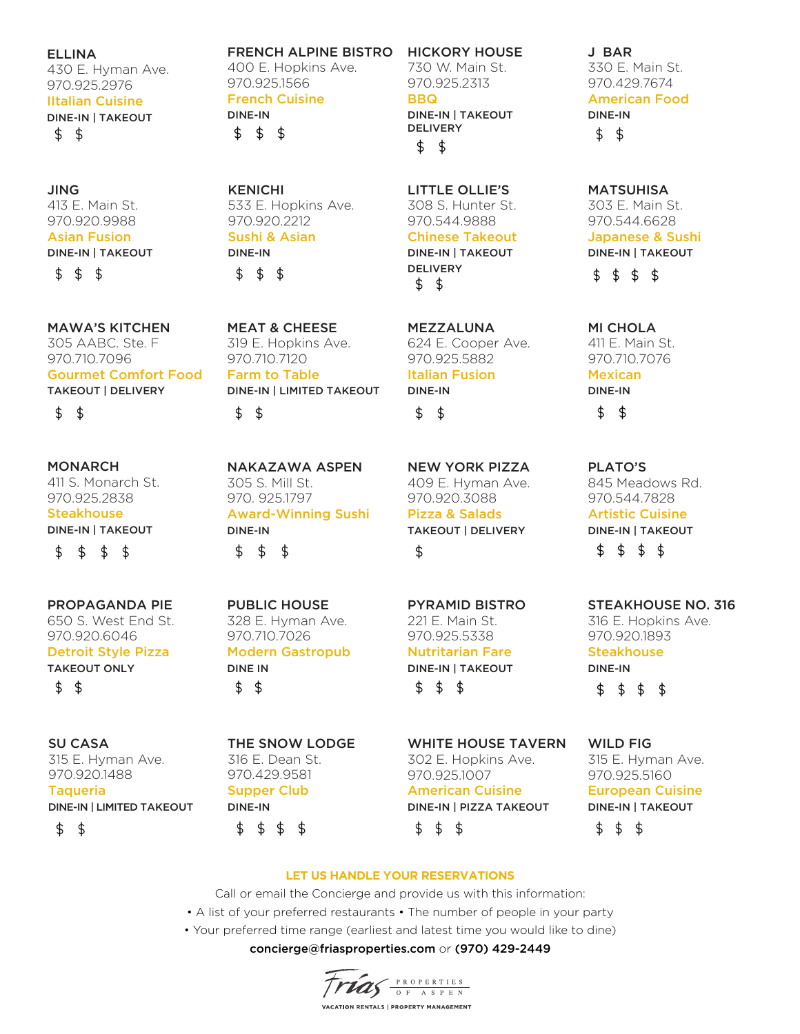### ELLINA
430 E. Hyman Ave.
970.925.2976
Iltalian Cuisine
DINE-IN | TAKEOUT
$ $

### FRENCH ALPINE BISTRO
400 E. Hopkins Ave.
970.925.1566
French Cuisine
DINE-IN
$ $ $

### HICKORY HOUSE
730 W. Main St.
970.925.2313
BBQ
DINE-IN | TAKEOUT
DELIVERY
$ $

### J BAR
330 E. Main St.
970.429.7674
American Food
DINE-IN
$ $

### JING
413 E. Main St.
970.920.9988
Asian Fusion
DINE-IN | TAKEOUT
$ $ $

### KENICHI
533 E. Hopkins Ave.
970.920.2212
Sushi & Asian
DINE-IN
$ $ $

### LITTLE OLLIE'S
308 S. Hunter St.
970.544.9888
Chinese Takeout
DINE-IN | TAKEOUT
DELIVERY
$ $

### MATSUHISA
303 E. Main St.
970.544.6628
Japanese & Sushi
DINE-IN | TAKEOUT
$ $ $ $

### MAWA'S KITCHEN
305 AABC. Ste. F
970.710.7096
Gourmet Comfort Food
TAKEOUT | DELIVERY
$ $

### MEAT & CHEESE
319 E. Hopkins Ave.
970.710.7120
Farm to Table
DINE-IN | LIMITED TAKEOUT
$ $

### MEZZALUNA
624 E. Cooper Ave.
970.925.5882
Italian Fusion
DINE-IN
$ $

### MI CHOLA
411 E. Main St.
970.710.7076
Mexican
DINE-IN
$ $

### MONARCH
411 S. Monarch St.
970.925.2838
Steakhouse
DINE-IN | TAKEOUT
$ $ $ $

### NAKAZAWA ASPEN
305 S. Mill St.
970. 925.1797
Award-Winning Sushi
DINE-IN
$ $ $

### NEW YORK PIZZA
409 E. Hyman Ave.
970.920.3088
Pizza & Salads
TAKEOUT | DELIVERY
$

### PLATO'S
845 Meadows Rd.
970.544.7828
Artistic Cuisine
DINE-IN | TAKEOUT
$ $ $ $

### PROPAGANDA PIE
650 S. West End St.
970.920.6046
Detroit Style Pizza
TAKEOUT ONLY
$ $

### PUBLIC HOUSE
328 E. Hyman Ave.
970.710.7026
Modern Gastropub
DINE IN
$ $

### PYRAMID BISTRO
221 E. Main St.
970.925.5338
Nutritarian Fare
DINE-IN | TAKEOUT
$ $ $

### STEAKHOUSE NO. 316
316 E. Hopkins Ave.
970.920.1893
Steakhouse
DINE-IN
$ $ $ $

### SU CASA
315 E. Hyman Ave.
970.920.1488
Taqueria
DINE-IN | LIMITED TAKEOUT
$ $

### THE SNOW LODGE
316 E. Dean St.
970.429.9581
Supper Club
DINE-IN
$ $ $ $

### WHITE HOUSE TAVERN
302 E. Hopkins Ave.
970.925.1007
American Cuisine
DINE-IN | PIZZA TAKEOUT
$ $ $

### WILD FIG
315 E. Hyman Ave.
970.925.5160
European Cuisine
DINE-IN | TAKEOUT
$ $ $

## LET US HANDLE YOUR RESERVATIONS

Call or email the Concierge and provide us with this information:

- A list of your preferred restaurants
- The number of people in your party
- Your preferred time range (earliest and latest time you would like to dine)

**concierge@friasproperties.com** or **(970) 429-2449**

Frías PROPERTIES OF ASPEN
VACATION RENTALS | PROPERTY MANAGEMENT